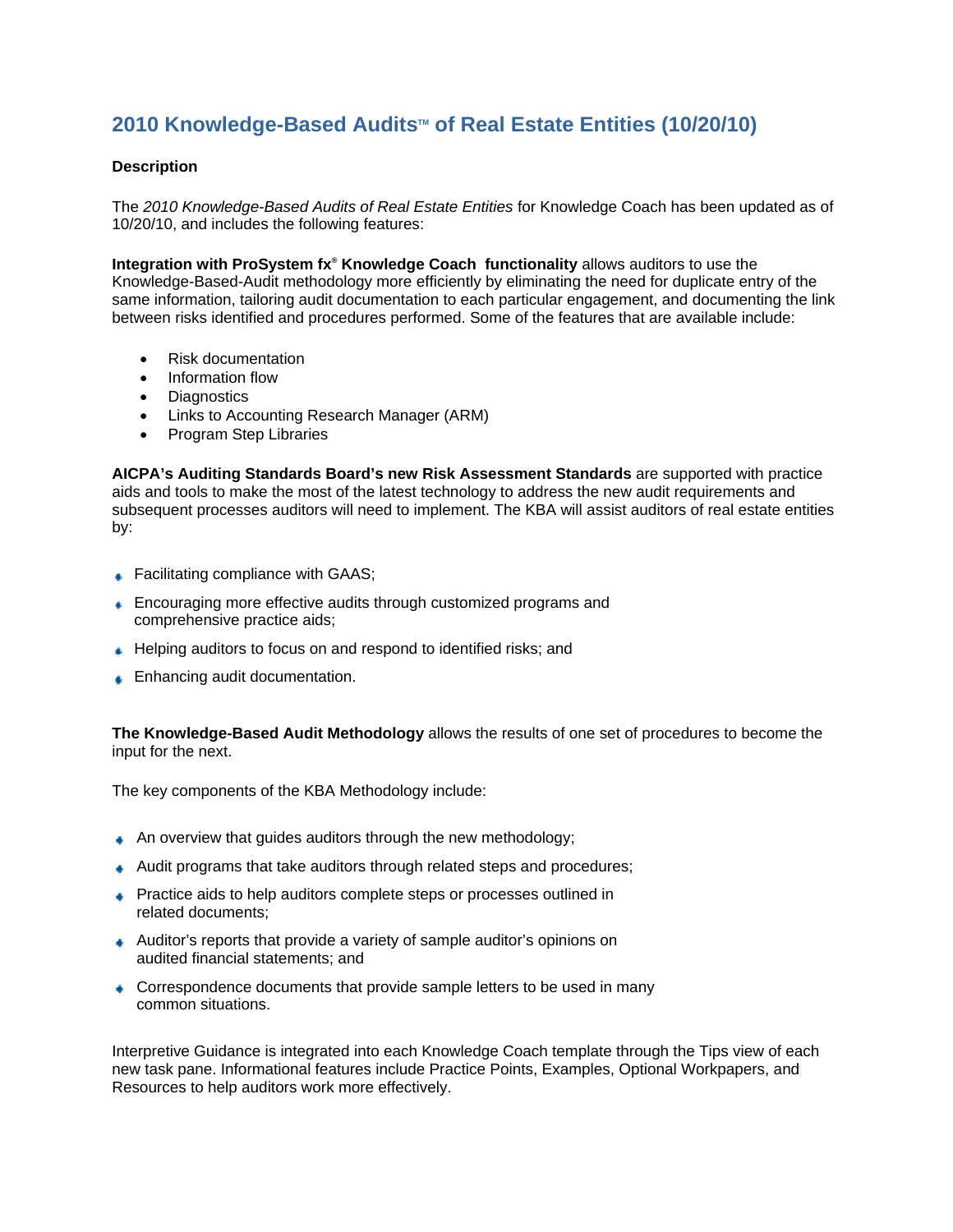# 2010 Knowledge-Based Audits™ of Real Estate Entities (10/20/10)

**Description**

The *2010 Knowledge-Based Audits of Real Estate Entities* for Knowledge Coach has been updated as of 10/20/10, and includes the following features:

**Integration with ProSystem fx® Knowledge Coach functionality** allows auditors to use the Knowledge-Based-Audit methodology more efficiently by eliminating the need for duplicate entry of the same information, tailoring audit documentation to each particular engagement, and documenting the link between risks identified and procedures performed. Some of the features that are available include:

- Risk documentation
- Information flow
- Diagnostics
- Links to Accounting Research Manager (ARM)
- Program Step Libraries

**AICPA's Auditing Standards Board's new Risk Assessment Standards** are supported with practice aids and tools to make the most of the latest technology to address the new audit requirements and subsequent processes auditors will need to implement. The KBA will assist auditors of real estate entities by:

- Facilitating compliance with GAAS;
- Encouraging more effective audits through customized programs and comprehensive practice aids;
- Helping auditors to focus on and respond to identified risks; and
- Enhancing audit documentation.

**The Knowledge-Based Audit Methodology** allows the results of one set of procedures to become the input for the next.

The key components of the KBA Methodology include:

- An overview that guides auditors through the new methodology;
- Audit programs that take auditors through related steps and procedures;
- Practice aids to help auditors complete steps or processes outlined in related documents;
- Auditor's reports that provide a variety of sample auditor's opinions on audited financial statements; and
- Correspondence documents that provide sample letters to be used in many common situations.

Interpretive Guidance is integrated into each Knowledge Coach template through the Tips view of each new task pane. Informational features include Practice Points, Examples, Optional Workpapers, and Resources to help auditors work more effectively.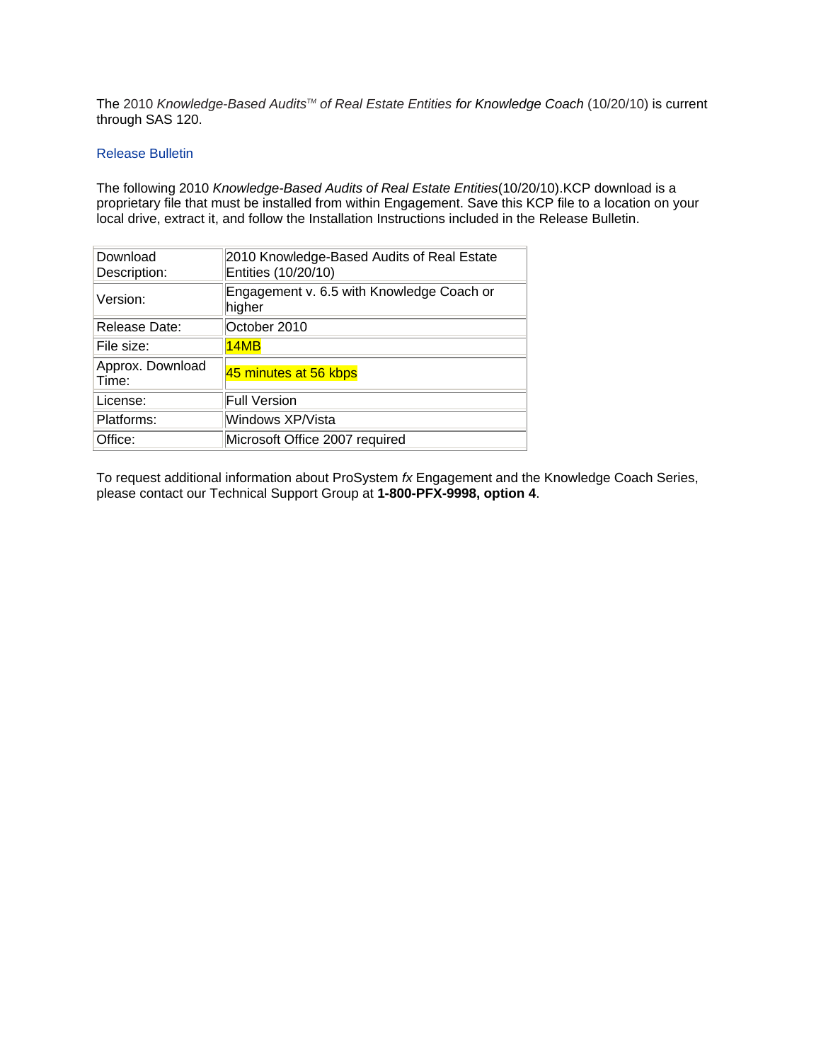The 2010 *Knowledge-Based Audits™ of Real Estate Entities* *for Knowledge Coach* (10/20/10) is current through SAS 120.

Release Bulletin

The following 2010 *Knowledge-Based Audits of Real Estate Entities*(10/20/10).KCP download is a proprietary file that must be installed from within Engagement. Save this KCP file to a location on your local drive, extract it, and follow the Installation Instructions included in the Release Bulletin.

| | |
|---|---|
| Download Description: | 2010 Knowledge-Based Audits of Real Estate Entities (10/20/10) |
| Version: | Engagement v. 6.5 with Knowledge Coach or higher |
| Release Date: | October 2010 |
| File size: | 14MB |
| Approx. Download Time: | 45 minutes at 56 kbps |
| License: | Full Version |
| Platforms: | Windows XP/Vista |
| Office: | Microsoft Office 2007 required |

To request additional information about ProSystem *fx* Engagement and the Knowledge Coach Series, please contact our Technical Support Group at **1-800-PFX-9998, option 4**.